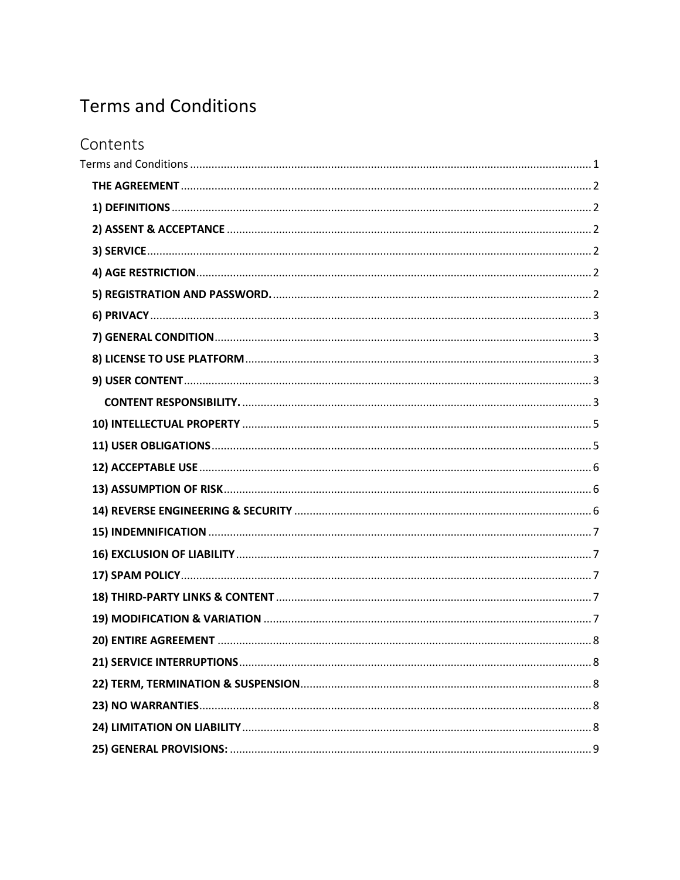# Terms and Conditions

## Contents

Terms and Conditions ........................................................................................................................ 1

- **THE AGREEMENT** ........................................................................................................................ 2
- **1) DEFINITIONS** ........................................................................................................................ 2
- **2) ASSENT & ACCEPTANCE** ........................................................................................................................ 2
- **3) SERVICE** ........................................................................................................................ 2
- **4) AGE RESTRICTION** ........................................................................................................................ 2
- **5) REGISTRATION AND PASSWORD.** ........................................................................................................................ 2
- **6) PRIVACY** ........................................................................................................................ 3
- **7) GENERAL CONDITION** ........................................................................................................................ 3
- **8) LICENSE TO USE PLATFORM** ........................................................................................................................ 3
- **9) USER CONTENT** ........................................................................................................................ 3
  - **CONTENT RESPONSIBILITY.** ........................................................................................................................ 3
- **10) INTELLECTUAL PROPERTY** ........................................................................................................................ 5
- **11) USER OBLIGATIONS** ........................................................................................................................ 5
- **12) ACCEPTABLE USE** ........................................................................................................................ 6
- **13) ASSUMPTION OF RISK** ........................................................................................................................ 6
- **14) REVERSE ENGINEERING & SECURITY** ........................................................................................................................ 6
- **15) INDEMNIFICATION** ........................................................................................................................ 7
- **16) EXCLUSION OF LIABILITY** ........................................................................................................................ 7
- **17) SPAM POLICY** ........................................................................................................................ 7
- **18) THIRD-PARTY LINKS & CONTENT** ........................................................................................................................ 7
- **19) MODIFICATION & VARIATION** ........................................................................................................................ 7
- **20) ENTIRE AGREEMENT** ........................................................................................................................ 8
- **21) SERVICE INTERRUPTIONS** ........................................................................................................................ 8
- **22) TERM, TERMINATION & SUSPENSION** ........................................................................................................................ 8
- **23) NO WARRANTIES** ........................................................................................................................ 8
- **24) LIMITATION ON LIABILITY** ........................................................................................................................ 8
- **25) GENERAL PROVISIONS:** ........................................................................................................................ 9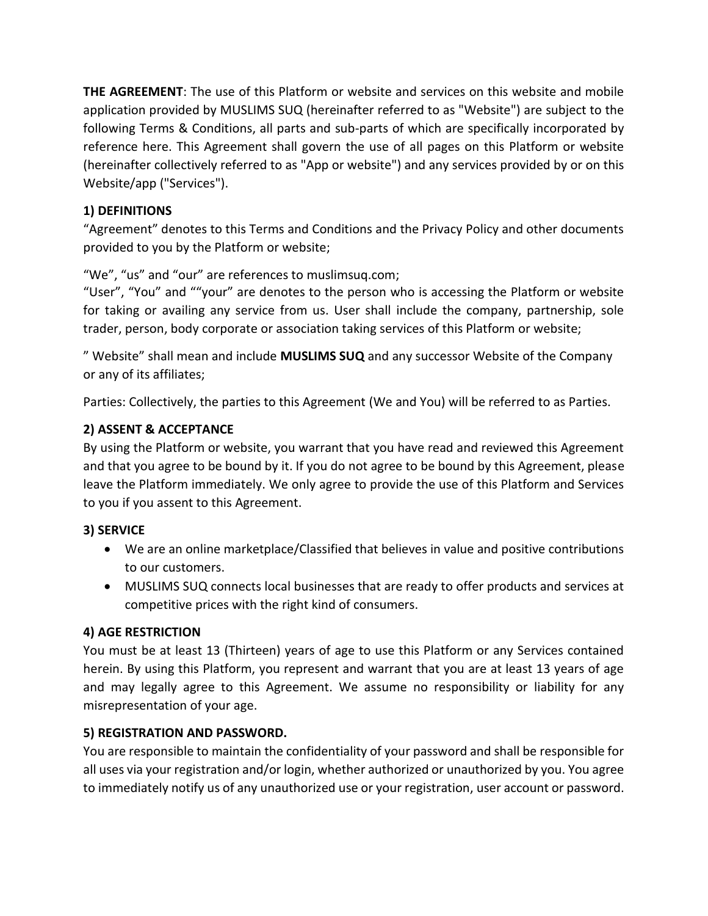**THE AGREEMENT**: The use of this Platform or website and services on this website and mobile application provided by MUSLIMS SUQ (hereinafter referred to as "Website") are subject to the following Terms & Conditions, all parts and sub-parts of which are specifically incorporated by reference here. This Agreement shall govern the use of all pages on this Platform or website (hereinafter collectively referred to as "App or website") and any services provided by or on this Website/app ("Services").

### 1) DEFINITIONS

"Agreement" denotes to this Terms and Conditions and the Privacy Policy and other documents provided to you by the Platform or website;

"We", "us" and "our" are references to muslimsuq.com;

"User", "You" and ""your" are denotes to the person who is accessing the Platform or website for taking or availing any service from us. User shall include the company, partnership, sole trader, person, body corporate or association taking services of this Platform or website;

" Website" shall mean and include **MUSLIMS SUQ** and any successor Website of the Company or any of its affiliates;

Parties: Collectively, the parties to this Agreement (We and You) will be referred to as Parties.

### 2) ASSENT & ACCEPTANCE

By using the Platform or website, you warrant that you have read and reviewed this Agreement and that you agree to be bound by it. If you do not agree to be bound by this Agreement, please leave the Platform immediately. We only agree to provide the use of this Platform and Services to you if you assent to this Agreement.

### 3) SERVICE

- We are an online marketplace/Classified that believes in value and positive contributions to our customers.
- MUSLIMS SUQ connects local businesses that are ready to offer products and services at competitive prices with the right kind of consumers.

### 4) AGE RESTRICTION

You must be at least 13 (Thirteen) years of age to use this Platform or any Services contained herein. By using this Platform, you represent and warrant that you are at least 13 years of age and may legally agree to this Agreement. We assume no responsibility or liability for any misrepresentation of your age.

### 5) REGISTRATION AND PASSWORD.

You are responsible to maintain the confidentiality of your password and shall be responsible for all uses via your registration and/or login, whether authorized or unauthorized by you. You agree to immediately notify us of any unauthorized use or your registration, user account or password.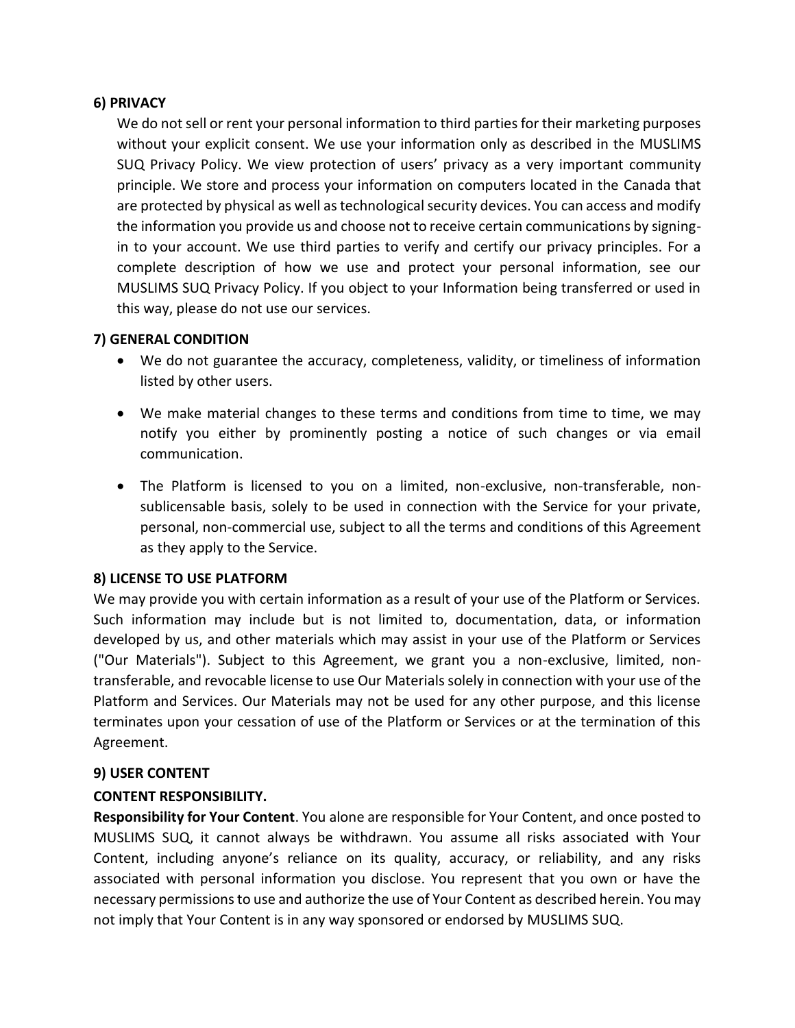**6) PRIVACY**

We do not sell or rent your personal information to third parties for their marketing purposes without your explicit consent. We use your information only as described in the MUSLIMS SUQ Privacy Policy. We view protection of users' privacy as a very important community principle. We store and process your information on computers located in the Canada that are protected by physical as well as technological security devices. You can access and modify the information you provide us and choose not to receive certain communications by signing-in to your account. We use third parties to verify and certify our privacy principles. For a complete description of how we use and protect your personal information, see our MUSLIMS SUQ Privacy Policy. If you object to your Information being transferred or used in this way, please do not use our services.

**7) GENERAL CONDITION**

- We do not guarantee the accuracy, completeness, validity, or timeliness of information listed by other users.
- We make material changes to these terms and conditions from time to time, we may notify you either by prominently posting a notice of such changes or via email communication.
- The Platform is licensed to you on a limited, non-exclusive, non-transferable, non-sublicensable basis, solely to be used in connection with the Service for your private, personal, non-commercial use, subject to all the terms and conditions of this Agreement as they apply to the Service.

**8) LICENSE TO USE PLATFORM**

We may provide you with certain information as a result of your use of the Platform or Services. Such information may include but is not limited to, documentation, data, or information developed by us, and other materials which may assist in your use of the Platform or Services ("Our Materials"). Subject to this Agreement, we grant you a non-exclusive, limited, non-transferable, and revocable license to use Our Materials solely in connection with your use of the Platform and Services. Our Materials may not be used for any other purpose, and this license terminates upon your cessation of use of the Platform or Services or at the termination of this Agreement.

**9) USER CONTENT**

**CONTENT RESPONSIBILITY.**

**Responsibility for Your Content**. You alone are responsible for Your Content, and once posted to MUSLIMS SUQ, it cannot always be withdrawn. You assume all risks associated with Your Content, including anyone's reliance on its quality, accuracy, or reliability, and any risks associated with personal information you disclose. You represent that you own or have the necessary permissions to use and authorize the use of Your Content as described herein. You may not imply that Your Content is in any way sponsored or endorsed by MUSLIMS SUQ.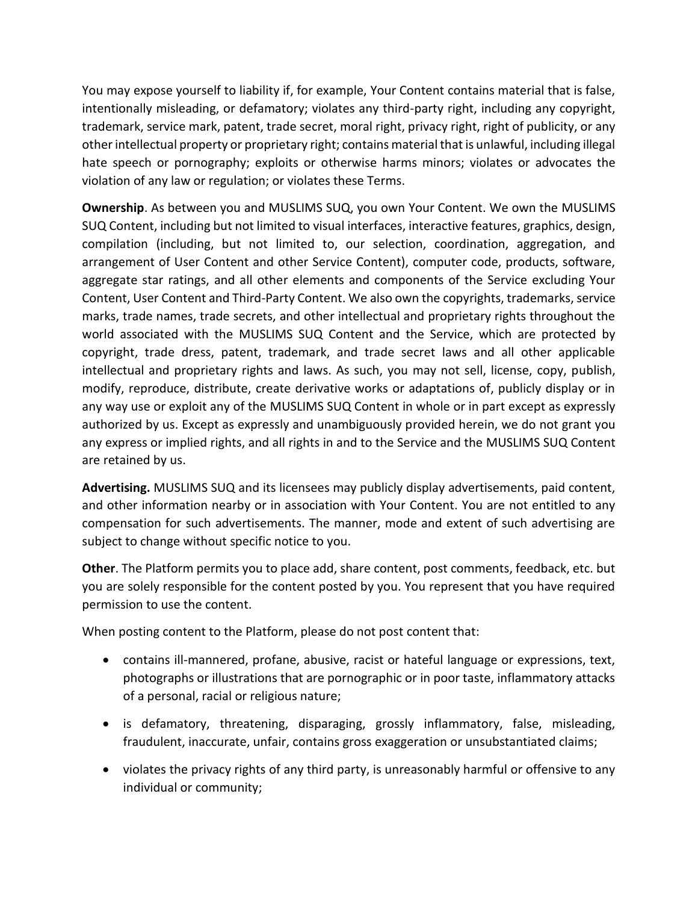You may expose yourself to liability if, for example, Your Content contains material that is false, intentionally misleading, or defamatory; violates any third-party right, including any copyright, trademark, service mark, patent, trade secret, moral right, privacy right, right of publicity, or any other intellectual property or proprietary right; contains material that is unlawful, including illegal hate speech or pornography; exploits or otherwise harms minors; violates or advocates the violation of any law or regulation; or violates these Terms.

**Ownership**. As between you and MUSLIMS SUQ, you own Your Content. We own the MUSLIMS SUQ Content, including but not limited to visual interfaces, interactive features, graphics, design, compilation (including, but not limited to, our selection, coordination, aggregation, and arrangement of User Content and other Service Content), computer code, products, software, aggregate star ratings, and all other elements and components of the Service excluding Your Content, User Content and Third-Party Content. We also own the copyrights, trademarks, service marks, trade names, trade secrets, and other intellectual and proprietary rights throughout the world associated with the MUSLIMS SUQ Content and the Service, which are protected by copyright, trade dress, patent, trademark, and trade secret laws and all other applicable intellectual and proprietary rights and laws. As such, you may not sell, license, copy, publish, modify, reproduce, distribute, create derivative works or adaptations of, publicly display or in any way use or exploit any of the MUSLIMS SUQ Content in whole or in part except as expressly authorized by us. Except as expressly and unambiguously provided herein, we do not grant you any express or implied rights, and all rights in and to the Service and the MUSLIMS SUQ Content are retained by us.

**Advertising.** MUSLIMS SUQ and its licensees may publicly display advertisements, paid content, and other information nearby or in association with Your Content. You are not entitled to any compensation for such advertisements. The manner, mode and extent of such advertising are subject to change without specific notice to you.

**Other**. The Platform permits you to place add, share content, post comments, feedback, etc. but you are solely responsible for the content posted by you. You represent that you have required permission to use the content.

When posting content to the Platform, please do not post content that:

- contains ill-mannered, profane, abusive, racist or hateful language or expressions, text, photographs or illustrations that are pornographic or in poor taste, inflammatory attacks of a personal, racial or religious nature;
- is defamatory, threatening, disparaging, grossly inflammatory, false, misleading, fraudulent, inaccurate, unfair, contains gross exaggeration or unsubstantiated claims;
- violates the privacy rights of any third party, is unreasonably harmful or offensive to any individual or community;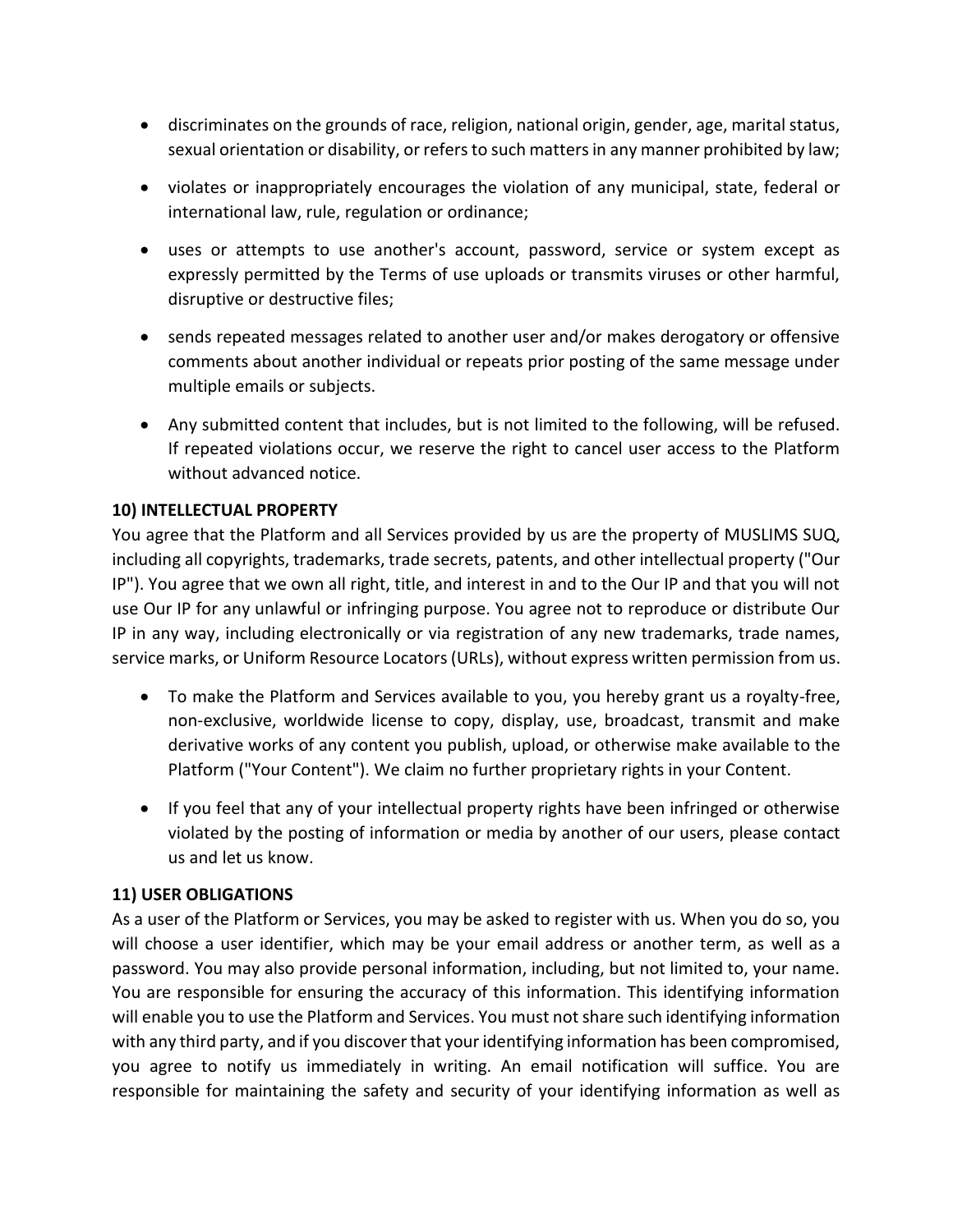- discriminates on the grounds of race, religion, national origin, gender, age, marital status, sexual orientation or disability, or refers to such matters in any manner prohibited by law;
- violates or inappropriately encourages the violation of any municipal, state, federal or international law, rule, regulation or ordinance;
- uses or attempts to use another's account, password, service or system except as expressly permitted by the Terms of use uploads or transmits viruses or other harmful, disruptive or destructive files;
- sends repeated messages related to another user and/or makes derogatory or offensive comments about another individual or repeats prior posting of the same message under multiple emails or subjects.
- Any submitted content that includes, but is not limited to the following, will be refused. If repeated violations occur, we reserve the right to cancel user access to the Platform without advanced notice.

**10) INTELLECTUAL PROPERTY**

You agree that the Platform and all Services provided by us are the property of MUSLIMS SUQ, including all copyrights, trademarks, trade secrets, patents, and other intellectual property ("Our IP"). You agree that we own all right, title, and interest in and to the Our IP and that you will not use Our IP for any unlawful or infringing purpose. You agree not to reproduce or distribute Our IP in any way, including electronically or via registration of any new trademarks, trade names, service marks, or Uniform Resource Locators (URLs), without express written permission from us.

- To make the Platform and Services available to you, you hereby grant us a royalty-free, non-exclusive, worldwide license to copy, display, use, broadcast, transmit and make derivative works of any content you publish, upload, or otherwise make available to the Platform ("Your Content"). We claim no further proprietary rights in your Content.
- If you feel that any of your intellectual property rights have been infringed or otherwise violated by the posting of information or media by another of our users, please contact us and let us know.

**11) USER OBLIGATIONS**

As a user of the Platform or Services, you may be asked to register with us. When you do so, you will choose a user identifier, which may be your email address or another term, as well as a password. You may also provide personal information, including, but not limited to, your name. You are responsible for ensuring the accuracy of this information. This identifying information will enable you to use the Platform and Services. You must not share such identifying information with any third party, and if you discover that your identifying information has been compromised, you agree to notify us immediately in writing. An email notification will suffice. You are responsible for maintaining the safety and security of your identifying information as well as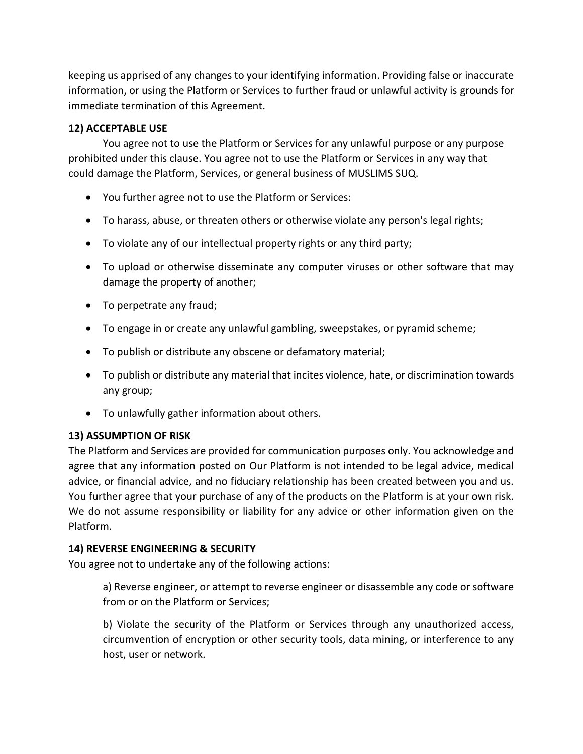keeping us apprised of any changes to your identifying information. Providing false or inaccurate information, or using the Platform or Services to further fraud or unlawful activity is grounds for immediate termination of this Agreement.

**12) ACCEPTABLE USE**

You agree not to use the Platform or Services for any unlawful purpose or any purpose prohibited under this clause. You agree not to use the Platform or Services in any way that could damage the Platform, Services, or general business of MUSLIMS SUQ.

- You further agree not to use the Platform or Services:
- To harass, abuse, or threaten others or otherwise violate any person's legal rights;
- To violate any of our intellectual property rights or any third party;
- To upload or otherwise disseminate any computer viruses or other software that may damage the property of another;
- To perpetrate any fraud;
- To engage in or create any unlawful gambling, sweepstakes, or pyramid scheme;
- To publish or distribute any obscene or defamatory material;
- To publish or distribute any material that incites violence, hate, or discrimination towards any group;
- To unlawfully gather information about others.

**13) ASSUMPTION OF RISK**

The Platform and Services are provided for communication purposes only. You acknowledge and agree that any information posted on Our Platform is not intended to be legal advice, medical advice, or financial advice, and no fiduciary relationship has been created between you and us. You further agree that your purchase of any of the products on the Platform is at your own risk. We do not assume responsibility or liability for any advice or other information given on the Platform.

**14) REVERSE ENGINEERING & SECURITY**

You agree not to undertake any of the following actions:

a) Reverse engineer, or attempt to reverse engineer or disassemble any code or software from or on the Platform or Services;

b) Violate the security of the Platform or Services through any unauthorized access, circumvention of encryption or other security tools, data mining, or interference to any host, user or network.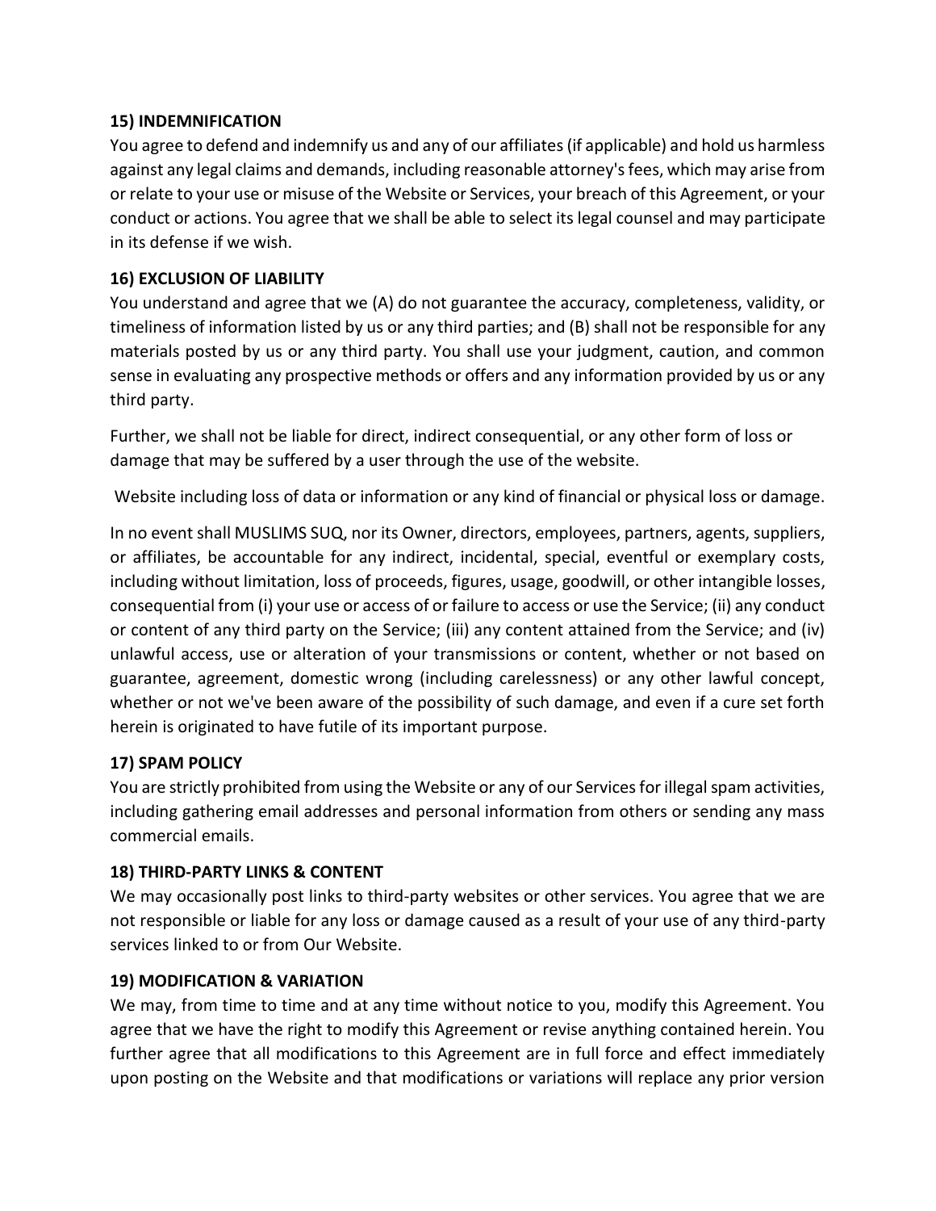**15) INDEMNIFICATION**

You agree to defend and indemnify us and any of our affiliates (if applicable) and hold us harmless against any legal claims and demands, including reasonable attorney's fees, which may arise from or relate to your use or misuse of the Website or Services, your breach of this Agreement, or your conduct or actions. You agree that we shall be able to select its legal counsel and may participate in its defense if we wish.

**16) EXCLUSION OF LIABILITY**

You understand and agree that we (A) do not guarantee the accuracy, completeness, validity, or timeliness of information listed by us or any third parties; and (B) shall not be responsible for any materials posted by us or any third party. You shall use your judgment, caution, and common sense in evaluating any prospective methods or offers and any information provided by us or any third party.

Further, we shall not be liable for direct, indirect consequential, or any other form of loss or damage that may be suffered by a user through the use of the website.

Website including loss of data or information or any kind of financial or physical loss or damage.

In no event shall MUSLIMS SUQ, nor its Owner, directors, employees, partners, agents, suppliers, or affiliates, be accountable for any indirect, incidental, special, eventful or exemplary costs, including without limitation, loss of proceeds, figures, usage, goodwill, or other intangible losses, consequential from (i) your use or access of or failure to access or use the Service; (ii) any conduct or content of any third party on the Service; (iii) any content attained from the Service; and (iv) unlawful access, use or alteration of your transmissions or content, whether or not based on guarantee, agreement, domestic wrong (including carelessness) or any other lawful concept, whether or not we've been aware of the possibility of such damage, and even if a cure set forth herein is originated to have futile of its important purpose.

**17) SPAM POLICY**

You are strictly prohibited from using the Website or any of our Services for illegal spam activities, including gathering email addresses and personal information from others or sending any mass commercial emails.

**18) THIRD-PARTY LINKS & CONTENT**

We may occasionally post links to third-party websites or other services. You agree that we are not responsible or liable for any loss or damage caused as a result of your use of any third-party services linked to or from Our Website.

**19) MODIFICATION & VARIATION**

We may, from time to time and at any time without notice to you, modify this Agreement. You agree that we have the right to modify this Agreement or revise anything contained herein. You further agree that all modifications to this Agreement are in full force and effect immediately upon posting on the Website and that modifications or variations will replace any prior version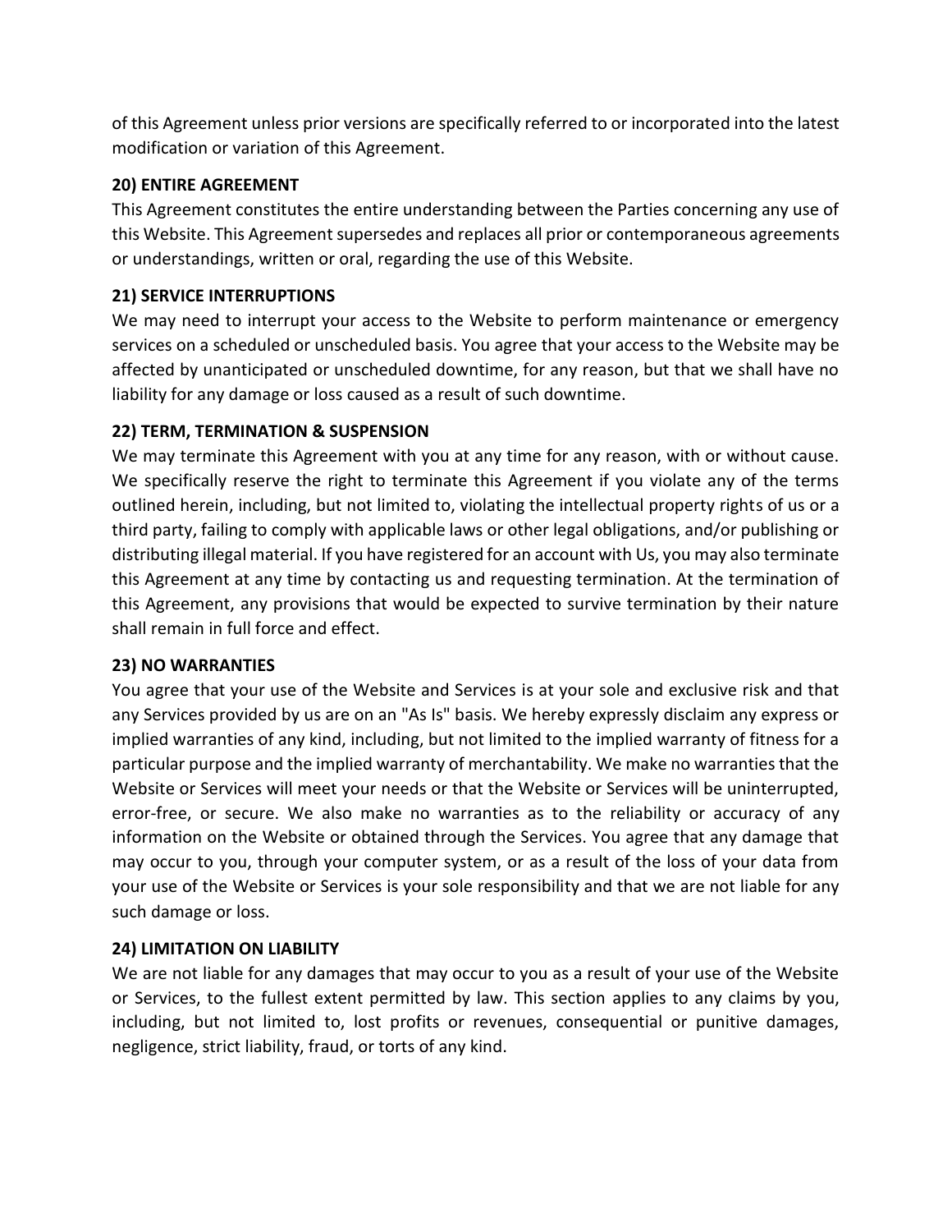of this Agreement unless prior versions are specifically referred to or incorporated into the latest modification or variation of this Agreement.

**20) ENTIRE AGREEMENT**

This Agreement constitutes the entire understanding between the Parties concerning any use of this Website. This Agreement supersedes and replaces all prior or contemporaneous agreements or understandings, written or oral, regarding the use of this Website.

**21) SERVICE INTERRUPTIONS**

We may need to interrupt your access to the Website to perform maintenance or emergency services on a scheduled or unscheduled basis. You agree that your access to the Website may be affected by unanticipated or unscheduled downtime, for any reason, but that we shall have no liability for any damage or loss caused as a result of such downtime.

**22) TERM, TERMINATION & SUSPENSION**

We may terminate this Agreement with you at any time for any reason, with or without cause. We specifically reserve the right to terminate this Agreement if you violate any of the terms outlined herein, including, but not limited to, violating the intellectual property rights of us or a third party, failing to comply with applicable laws or other legal obligations, and/or publishing or distributing illegal material. If you have registered for an account with Us, you may also terminate this Agreement at any time by contacting us and requesting termination. At the termination of this Agreement, any provisions that would be expected to survive termination by their nature shall remain in full force and effect.

**23) NO WARRANTIES**

You agree that your use of the Website and Services is at your sole and exclusive risk and that any Services provided by us are on an "As Is" basis. We hereby expressly disclaim any express or implied warranties of any kind, including, but not limited to the implied warranty of fitness for a particular purpose and the implied warranty of merchantability. We make no warranties that the Website or Services will meet your needs or that the Website or Services will be uninterrupted, error-free, or secure. We also make no warranties as to the reliability or accuracy of any information on the Website or obtained through the Services. You agree that any damage that may occur to you, through your computer system, or as a result of the loss of your data from your use of the Website or Services is your sole responsibility and that we are not liable for any such damage or loss.

**24) LIMITATION ON LIABILITY**

We are not liable for any damages that may occur to you as a result of your use of the Website or Services, to the fullest extent permitted by law. This section applies to any claims by you, including, but not limited to, lost profits or revenues, consequential or punitive damages, negligence, strict liability, fraud, or torts of any kind.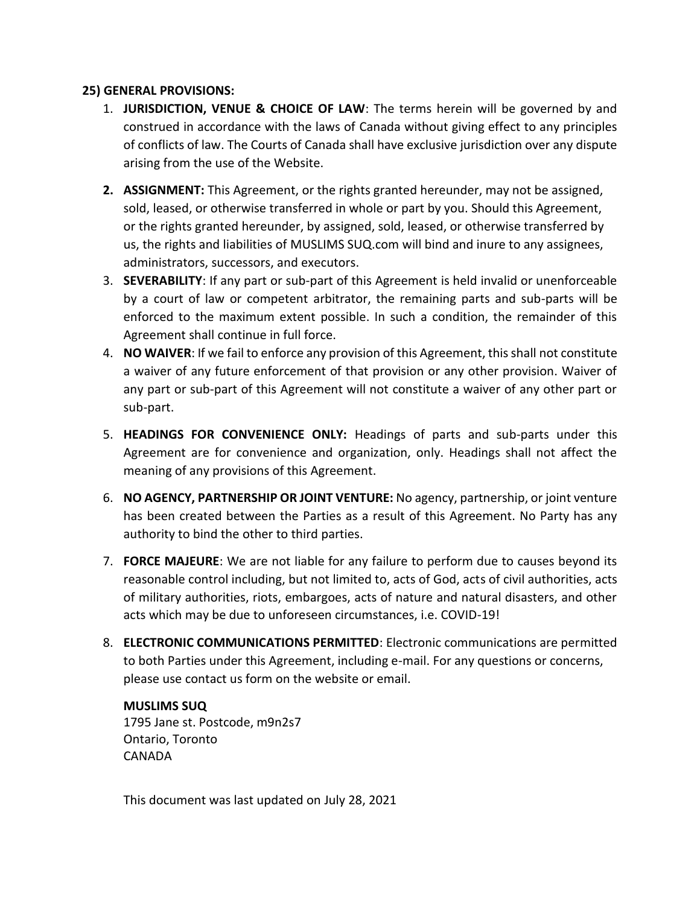**25) GENERAL PROVISIONS:**

1. **JURISDICTION, VENUE & CHOICE OF LAW**: The terms herein will be governed by and construed in accordance with the laws of Canada without giving effect to any principles of conflicts of law. The Courts of Canada shall have exclusive jurisdiction over any dispute arising from the use of the Website.
2. **ASSIGNMENT:** This Agreement, or the rights granted hereunder, may not be assigned, sold, leased, or otherwise transferred in whole or part by you. Should this Agreement, or the rights granted hereunder, by assigned, sold, leased, or otherwise transferred by us, the rights and liabilities of MUSLIMS SUQ.com will bind and inure to any assignees, administrators, successors, and executors.
3. **SEVERABILITY**: If any part or sub-part of this Agreement is held invalid or unenforceable by a court of law or competent arbitrator, the remaining parts and sub-parts will be enforced to the maximum extent possible. In such a condition, the remainder of this Agreement shall continue in full force.
4. **NO WAIVER**: If we fail to enforce any provision of this Agreement, this shall not constitute a waiver of any future enforcement of that provision or any other provision. Waiver of any part or sub-part of this Agreement will not constitute a waiver of any other part or sub-part.
5. **HEADINGS FOR CONVENIENCE ONLY:** Headings of parts and sub-parts under this Agreement are for convenience and organization, only. Headings shall not affect the meaning of any provisions of this Agreement.
6. **NO AGENCY, PARTNERSHIP OR JOINT VENTURE:** No agency, partnership, or joint venture has been created between the Parties as a result of this Agreement. No Party has any authority to bind the other to third parties.
7. **FORCE MAJEURE**: We are not liable for any failure to perform due to causes beyond its reasonable control including, but not limited to, acts of God, acts of civil authorities, acts of military authorities, riots, embargoes, acts of nature and natural disasters, and other acts which may be due to unforeseen circumstances, i.e. COVID-19!
8. **ELECTRONIC COMMUNICATIONS PERMITTED**: Electronic communications are permitted to both Parties under this Agreement, including e-mail. For any questions or concerns, please use contact us form on the website or email.

   **MUSLIMS SUQ**
   1795 Jane st. Postcode, m9n2s7
   Ontario, Toronto
   CANADA

   This document was last updated on July 28, 2021